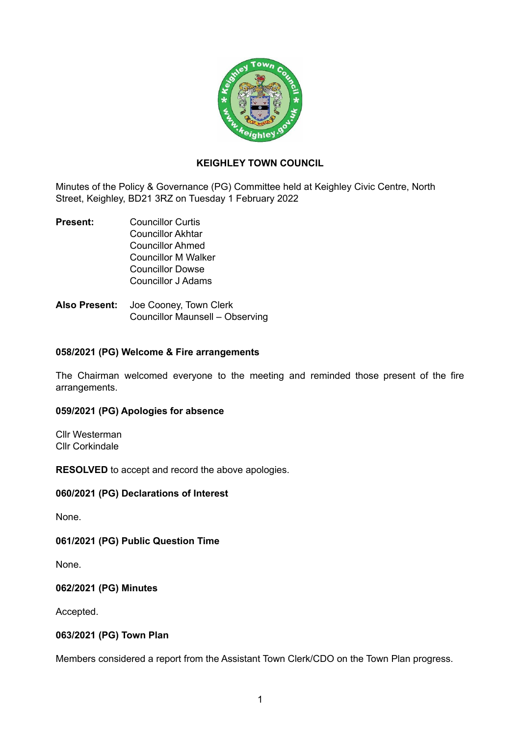# KEIGHLEY TOWN COUNCIL

Minutes of the Policy & Governance (PG) Committee held at Keighley Civic Centre, North Street, Keighley, BD21 3RZ on Tuesday 1 February 2022

**Present:**
Councillor Curtis
Councillor Akhtar
Councillor Ahmed
Councillor M Walker
Councillor Dowse
Councillor J Adams

**Also Present:**
Joe Cooney, Town Clerk
Councillor Maunsell – Observing

### 058/2021 (PG) Welcome & Fire arrangements

The Chairman welcomed everyone to the meeting and reminded those present of the fire arrangements.

### 059/2021 (PG) Apologies for absence

Cllr Westerman
Cllr Corkindale

**RESOLVED** to accept and record the above apologies.

### 060/2021 (PG) Declarations of Interest

None.

### 061/2021 (PG) Public Question Time

None.

### 062/2021 (PG) Minutes

Accepted.

### 063/2021 (PG) Town Plan

Members considered a report from the Assistant Town Clerk/CDO on the Town Plan progress.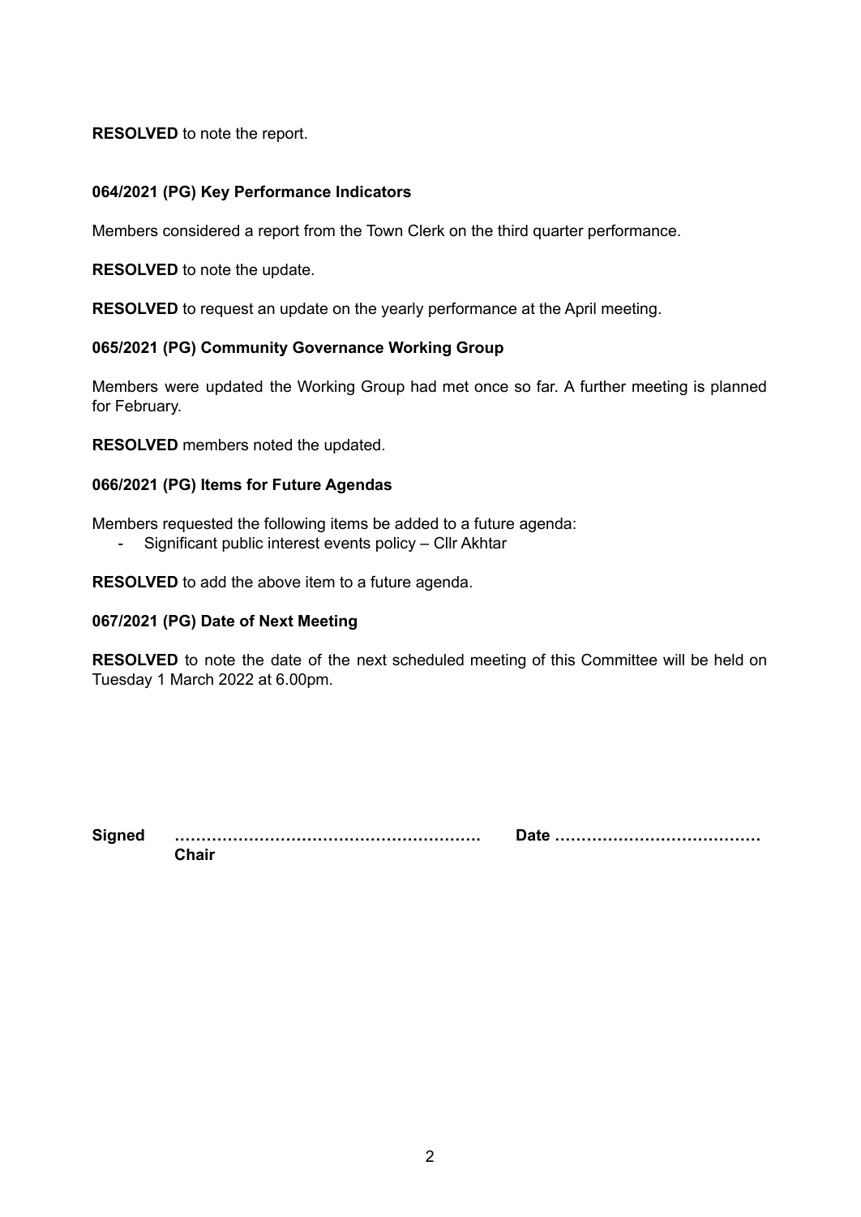**RESOLVED** to note the report.

**064/2021 (PG) Key Performance Indicators**

Members considered a report from the Town Clerk on the third quarter performance.

**RESOLVED** to note the update.

**RESOLVED** to request an update on the yearly performance at the April meeting.

**065/2021 (PG) Community Governance Working Group**

Members were updated the Working Group had met once so far. A further meeting is planned for February.

**RESOLVED** members noted the updated.

**066/2021 (PG) Items for Future Agendas**

Members requested the following items be added to a future agenda:

- Significant public interest events policy – Cllr Akhtar

**RESOLVED** to add the above item to a future agenda.

**067/2021 (PG) Date of Next Meeting**

**RESOLVED** to note the date of the next scheduled meeting of this Committee will be held on Tuesday 1 March 2022 at 6.00pm.

**Signed** **…………………………………………………** **Date …………………………………**
**Chair**